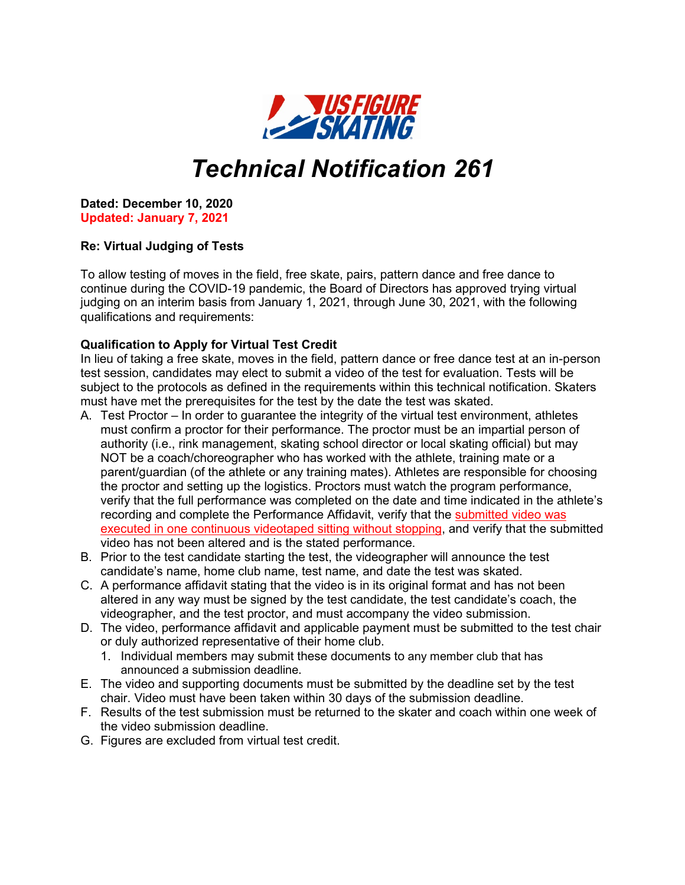# Technical Notification 261

**Dated: December 10, 2020**
**Updated: January 7, 2021**

**Re: Virtual Judging of Tests**

To allow testing of moves in the field, free skate, pairs, pattern dance and free dance to continue during the COVID-19 pandemic, the Board of Directors has approved trying virtual judging on an interim basis from January 1, 2021, through June 30, 2021, with the following qualifications and requirements:

**Qualification to Apply for Virtual Test Credit**
In lieu of taking a free skate, moves in the field, pattern dance or free dance test at an in-person test session, candidates may elect to submit a video of the test for evaluation. Tests will be subject to the protocols as defined in the requirements within this technical notification. Skaters must have met the prerequisites for the test by the date the test was skated.

A. Test Proctor – In order to guarantee the integrity of the virtual test environment, athletes must confirm a proctor for their performance. The proctor must be an impartial person of authority (i.e., rink management, skating school director or local skating official) but may NOT be a coach/choreographer who has worked with the athlete, training mate or a parent/guardian (of the athlete or any training mates). Athletes are responsible for choosing the proctor and setting up the logistics. Proctors must watch the program performance, verify that the full performance was completed on the date and time indicated in the athlete's recording and complete the Performance Affidavit, verify that the submitted video was executed in one continuous videotaped sitting without stopping, and verify that the submitted video has not been altered and is the stated performance.
B. Prior to the test candidate starting the test, the videographer will announce the test candidate's name, home club name, test name, and date the test was skated.
C. A performance affidavit stating that the video is in its original format and has not been altered in any way must be signed by the test candidate, the test candidate's coach, the videographer, and the test proctor, and must accompany the video submission.
D. The video, performance affidavit and applicable payment must be submitted to the test chair or duly authorized representative of their home club.
   1. Individual members may submit these documents to any member club that has announced a submission deadline.
E. The video and supporting documents must be submitted by the deadline set by the test chair. Video must have been taken within 30 days of the submission deadline.
F. Results of the test submission must be returned to the skater and coach within one week of the video submission deadline.
G. Figures are excluded from virtual test credit.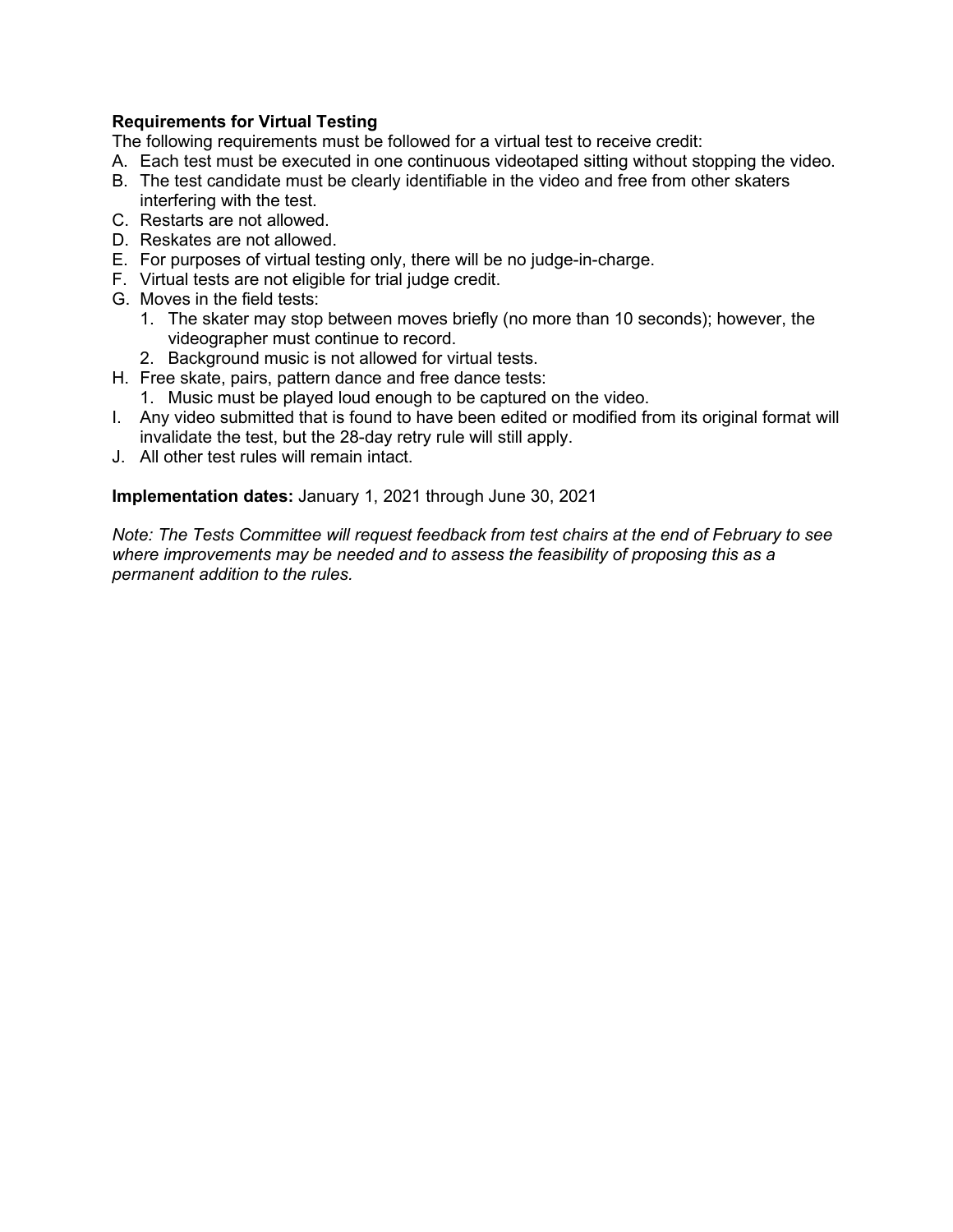**Requirements for Virtual Testing**

The following requirements must be followed for a virtual test to receive credit:

A. Each test must be executed in one continuous videotaped sitting without stopping the video.
B. The test candidate must be clearly identifiable in the video and free from other skaters interfering with the test.
C. Restarts are not allowed.
D. Reskates are not allowed.
E. For purposes of virtual testing only, there will be no judge-in-charge.
F. Virtual tests are not eligible for trial judge credit.
G. Moves in the field tests:
    1. The skater may stop between moves briefly (no more than 10 seconds); however, the videographer must continue to record.
    2. Background music is not allowed for virtual tests.
H. Free skate, pairs, pattern dance and free dance tests:
    1. Music must be played loud enough to be captured on the video.
I. Any video submitted that is found to have been edited or modified from its original format will invalidate the test, but the 28-day retry rule will still apply.
J. All other test rules will remain intact.

**Implementation dates:** January 1, 2021 through June 30, 2021

*Note: The Tests Committee will request feedback from test chairs at the end of February to see where improvements may be needed and to assess the feasibility of proposing this as a permanent addition to the rules.*